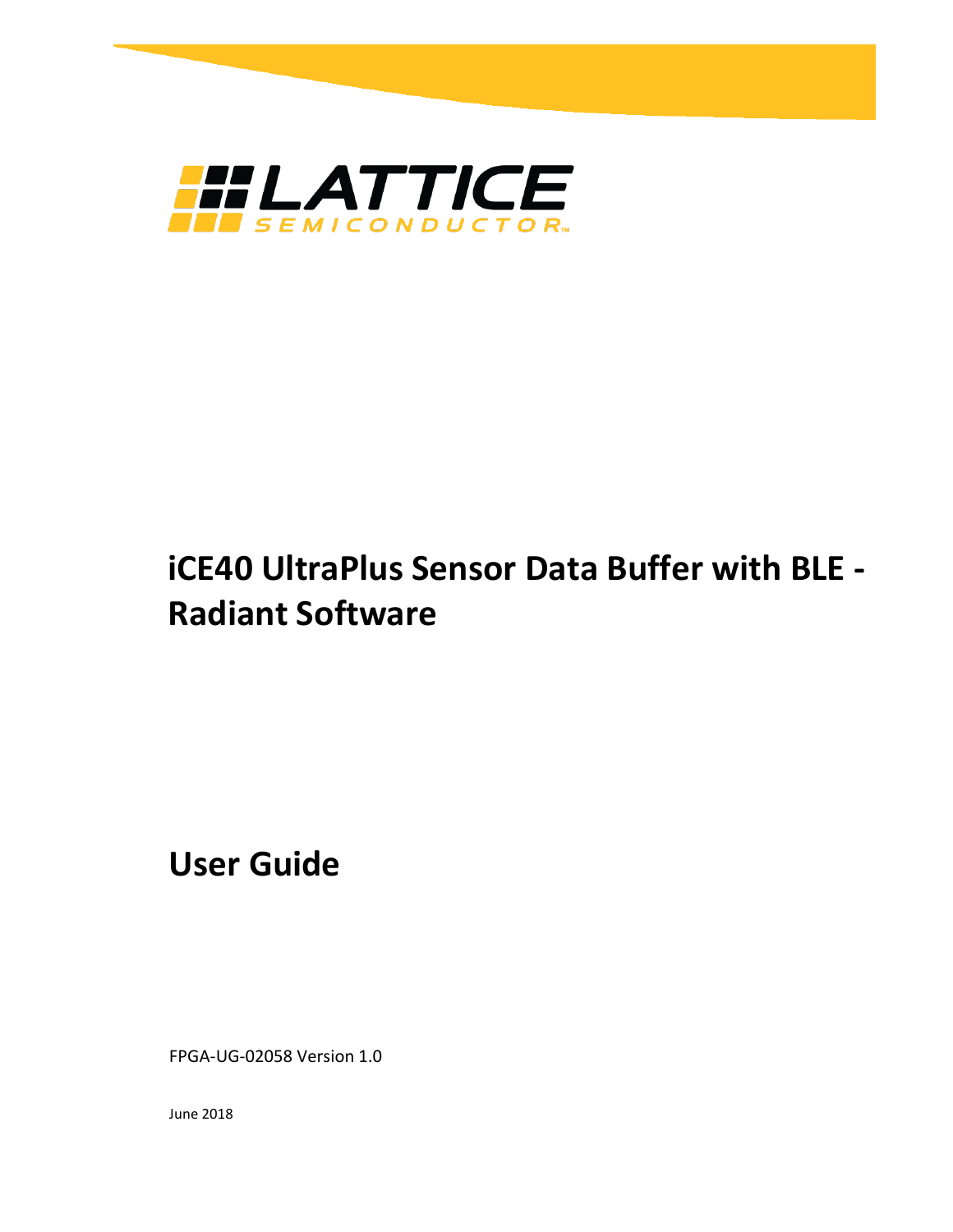# iCE40 UltraPlus Sensor Data Buffer with BLE - Radiant Software

## User Guide

FPGA-UG-02058 Version 1.0

June 2018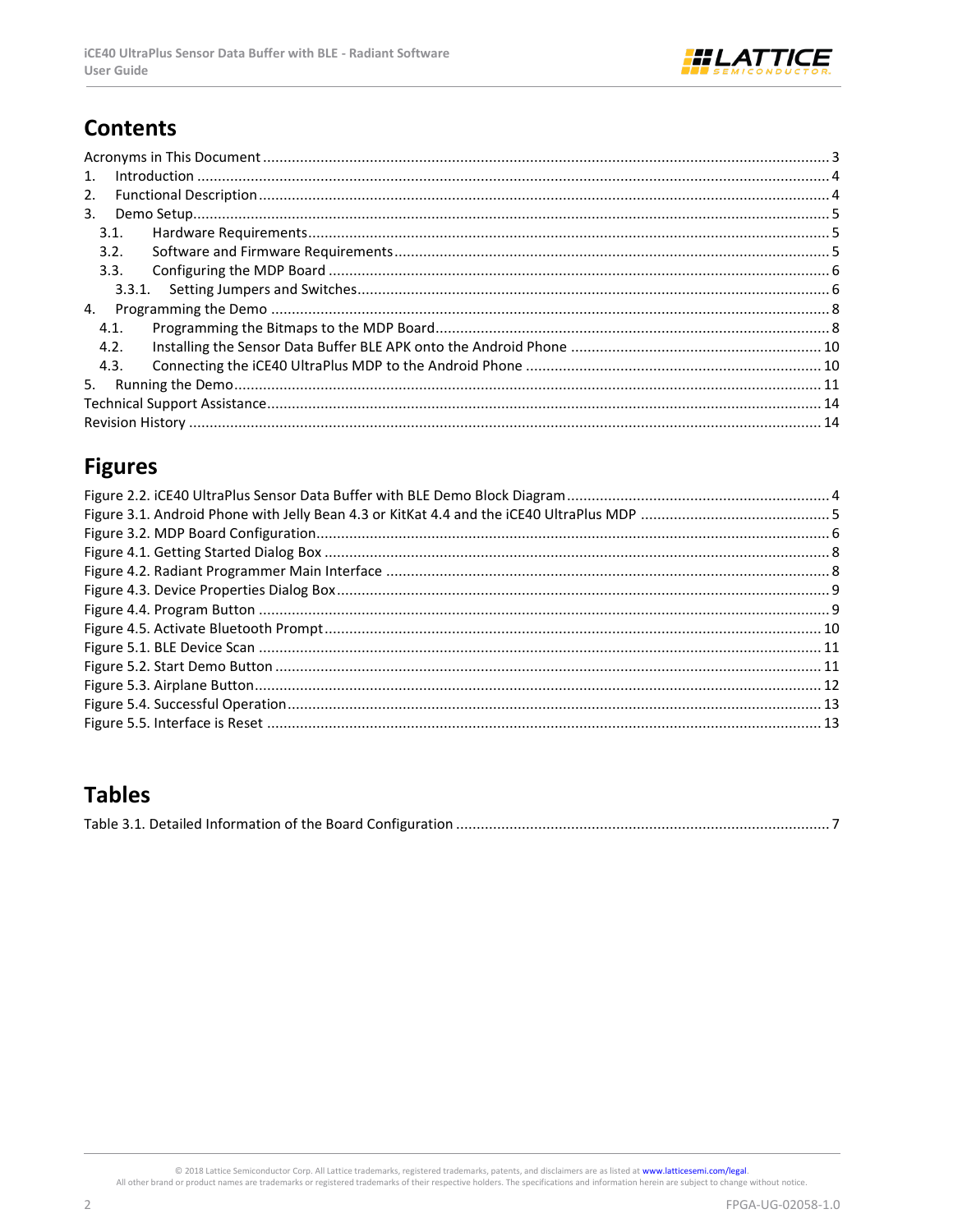## Contents

Acronyms in This Document ........................................................................................................................................ 3
1. Introduction ........................................................................................................................................................ 4
2. Functional Description ........................................................................................................................................ 4
3. Demo Setup......................................................................................................................................................... 5
 3.1. Hardware Requirements ............................................................................................................................. 5
 3.2. Software and Firmware Requirements ........................................................................................................ 5
 3.3. Configuring the MDP Board ........................................................................................................................ 6
  3.3.1. Setting Jumpers and Switches ................................................................................................................. 6
4. Programming the Demo ..................................................................................................................................... 8
 4.1. Programming the Bitmaps to the MDP Board ............................................................................................... 8
 4.2. Installing the Sensor Data Buffer BLE APK onto the Android Phone ............................................................ 10
 4.3. Connecting the iCE40 UltraPlus MDP to the Android Phone ....................................................................... 10
5. Running the Demo ............................................................................................................................................. 11
Technical Support Assistance ..................................................................................................................................... 14
Revision History ........................................................................................................................................................ 14

## Figures

Figure 2.2. iCE40 UltraPlus Sensor Data Buffer with BLE Demo Block Diagram ............................................................... 4
Figure 3.1. Android Phone with Jelly Bean 4.3 or KitKat 4.4 and the iCE40 UltraPlus MDP ............................................. 5
Figure 3.2. MDP Board Configuration ........................................................................................................................... 6
Figure 4.1. Getting Started Dialog Box ......................................................................................................................... 8
Figure 4.2. Radiant Programmer Main Interface ........................................................................................................... 8
Figure 4.3. Device Properties Dialog Box ...................................................................................................................... 9
Figure 4.4. Program Button ........................................................................................................................................ 9
Figure 4.5. Activate Bluetooth Prompt ....................................................................................................................... 10
Figure 5.1. BLE Device Scan ...................................................................................................................................... 11
Figure 5.2. Start Demo Button ................................................................................................................................... 11
Figure 5.3. Airplane Button ........................................................................................................................................ 12
Figure 5.4. Successful Operation ................................................................................................................................ 13
Figure 5.5. Interface is Reset .................................................................................................................................... 13

## Tables

Table 3.1. Detailed Information of the Board Configuration .......................................................................................... 7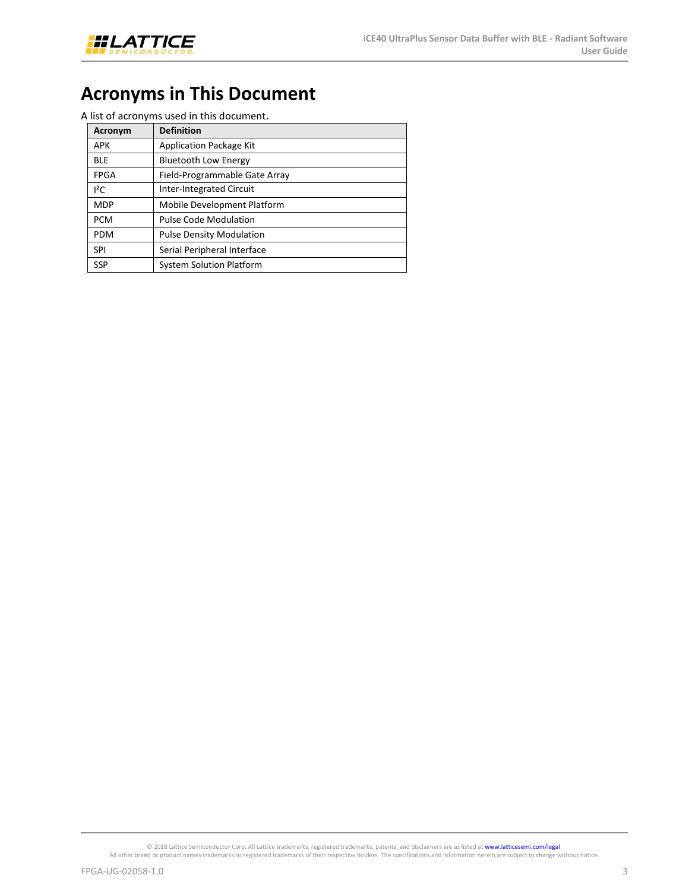# Acronyms in This Document

A list of acronyms used in this document.

| Acronym | Definition |
| --- | --- |
| APK | Application Package Kit |
| BLE | Bluetooth Low Energy |
| FPGA | Field-Programmable Gate Array |
| I$^2$C | Inter-Integrated Circuit |
| MDP | Mobile Development Platform |
| PCM | Pulse Code Modulation |
| PDM | Pulse Density Modulation |
| SPI | Serial Peripheral Interface |
| SSP | System Solution Platform |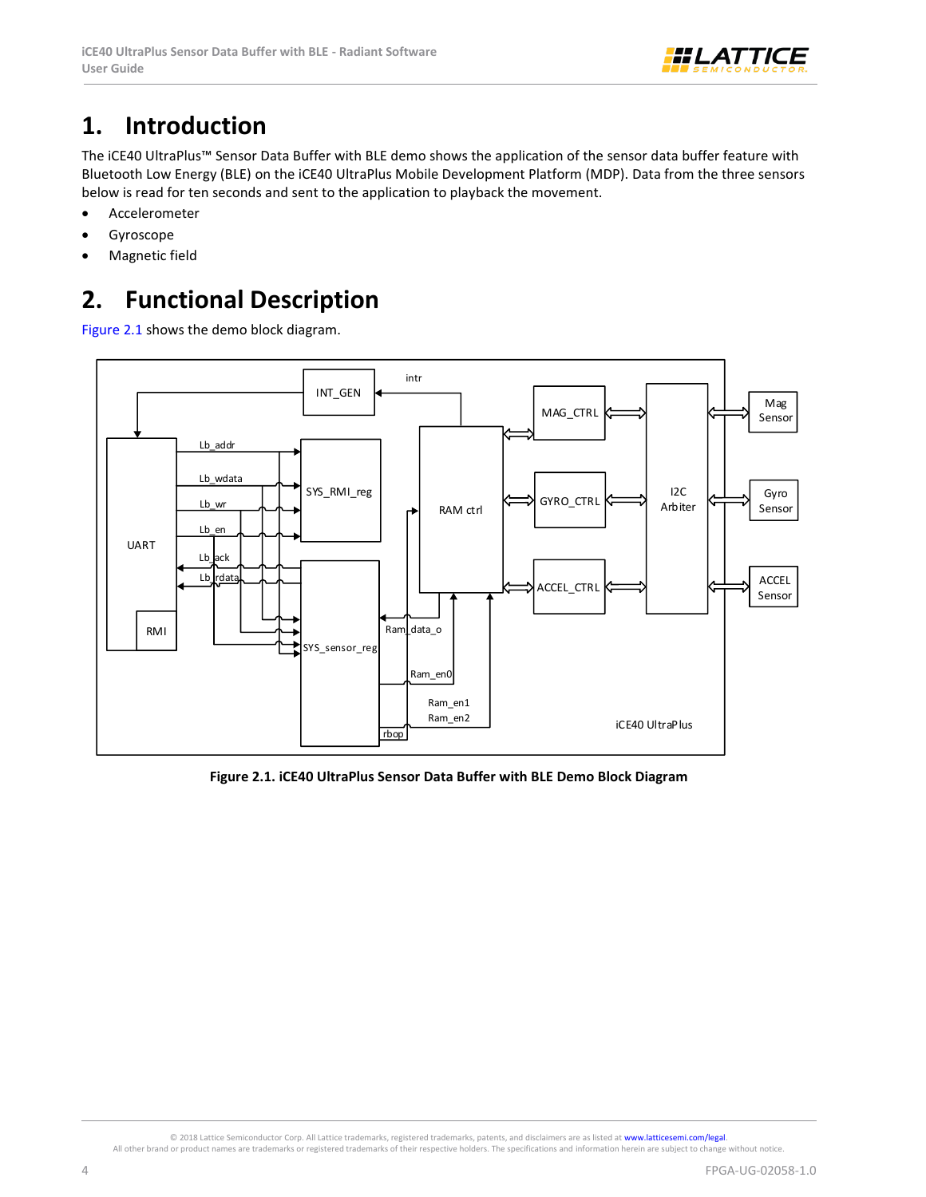# 1. Introduction

The iCE40 UltraPlus™ Sensor Data Buffer with BLE demo shows the application of the sensor data buffer feature with Bluetooth Low Energy (BLE) on the iCE40 UltraPlus Mobile Development Platform (MDP). Data from the three sensors below is read for ten seconds and sent to the application to playback the movement.

- Accelerometer
- Gyroscope
- Magnetic field

# 2. Functional Description

Figure 2.1 shows the demo block diagram.

Figure 2.1. iCE40 UltraPlus Sensor Data Buffer with BLE Demo Block Diagram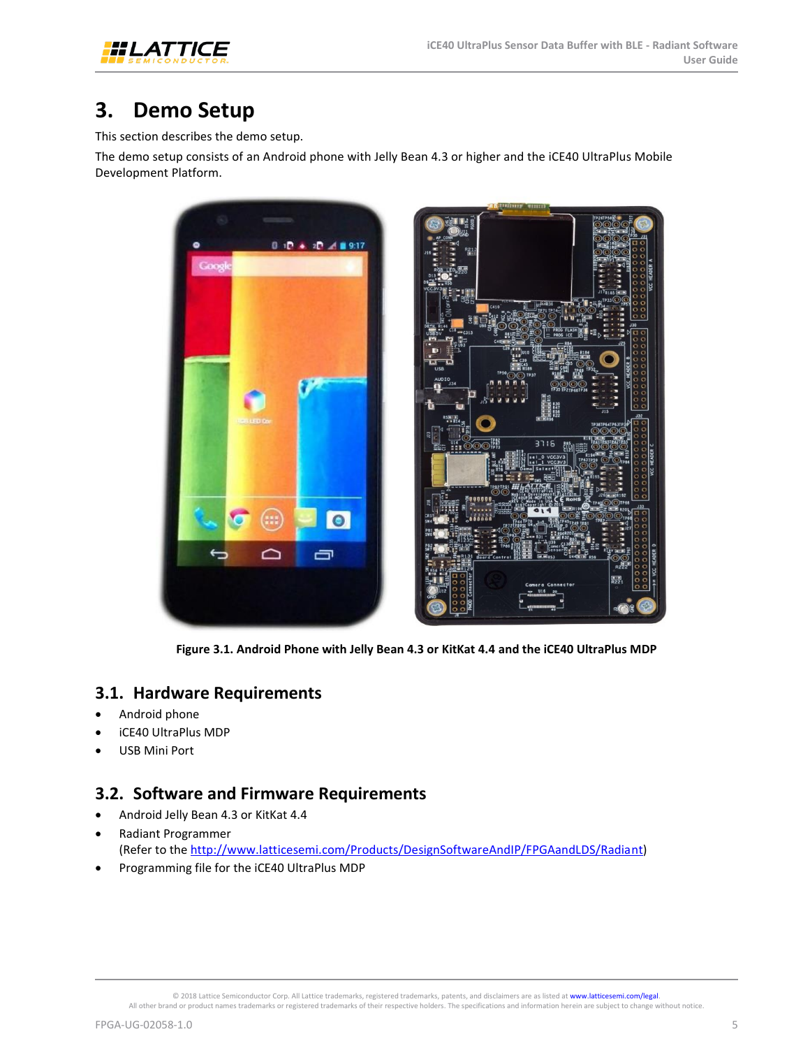# 3. Demo Setup

This section describes the demo setup.

The demo setup consists of an Android phone with Jelly Bean 4.3 or higher and the iCE40 UltraPlus Mobile Development Platform.

**Figure 3.1. Android Phone with Jelly Bean 4.3 or KitKat 4.4 and the iCE40 UltraPlus MDP**

## 3.1. Hardware Requirements

- Android phone
- iCE40 UltraPlus MDP
- USB Mini Port

## 3.2. Software and Firmware Requirements

- Android Jelly Bean 4.3 or KitKat 4.4
- Radiant Programmer
  (Refer to the http://www.latticesemi.com/Products/DesignSoftwareAndIP/FPGAandLDS/Radiant)
- Programming file for the iCE40 UltraPlus MDP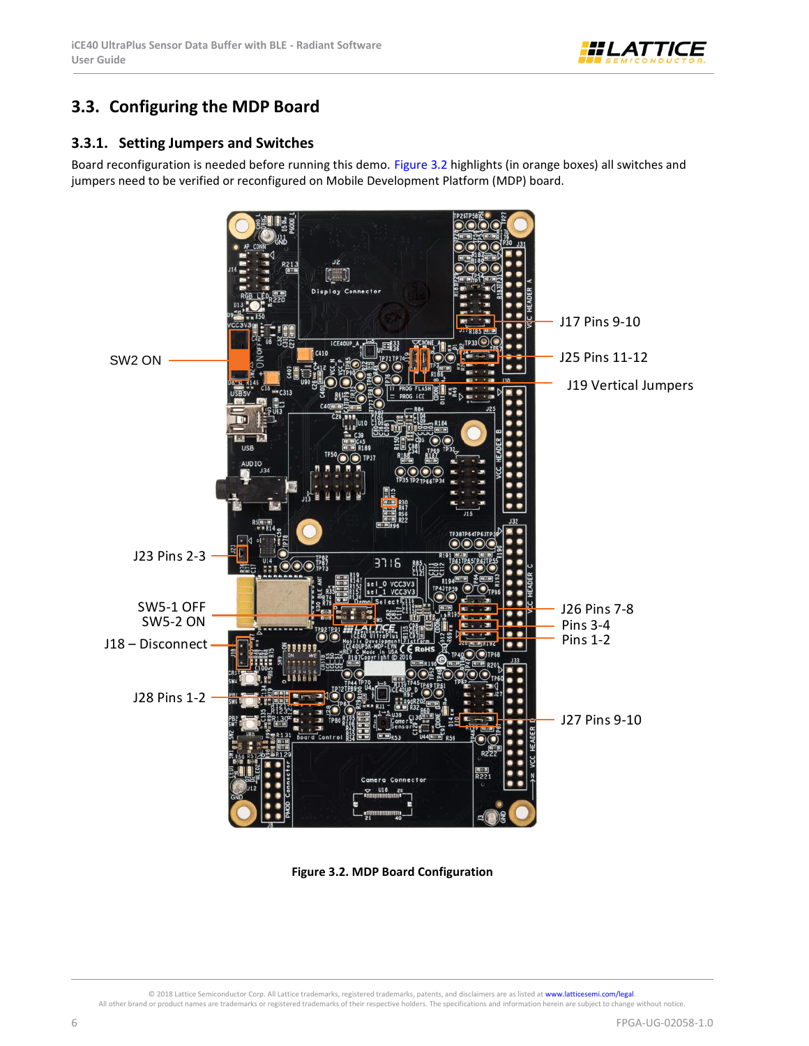## 3.3. Configuring the MDP Board

### 3.3.1. Setting Jumpers and Switches

Board reconfiguration is needed before running this demo. Figure 3.2 highlights (in orange boxes) all switches and jumpers need to be verified or reconfigured on Mobile Development Platform (MDP) board.

SW2 ON

J17 Pins 9-10

J25 Pins 11-12

J19 Vertical Jumpers

J23 Pins 2-3

SW5-1 OFF
SW5-2 ON

J18 – Disconnect

J26 Pins 7-8
Pins 3-4
Pins 1-2

J28 Pins 1-2

J27 Pins 9-10

Figure 3.2. MDP Board Configuration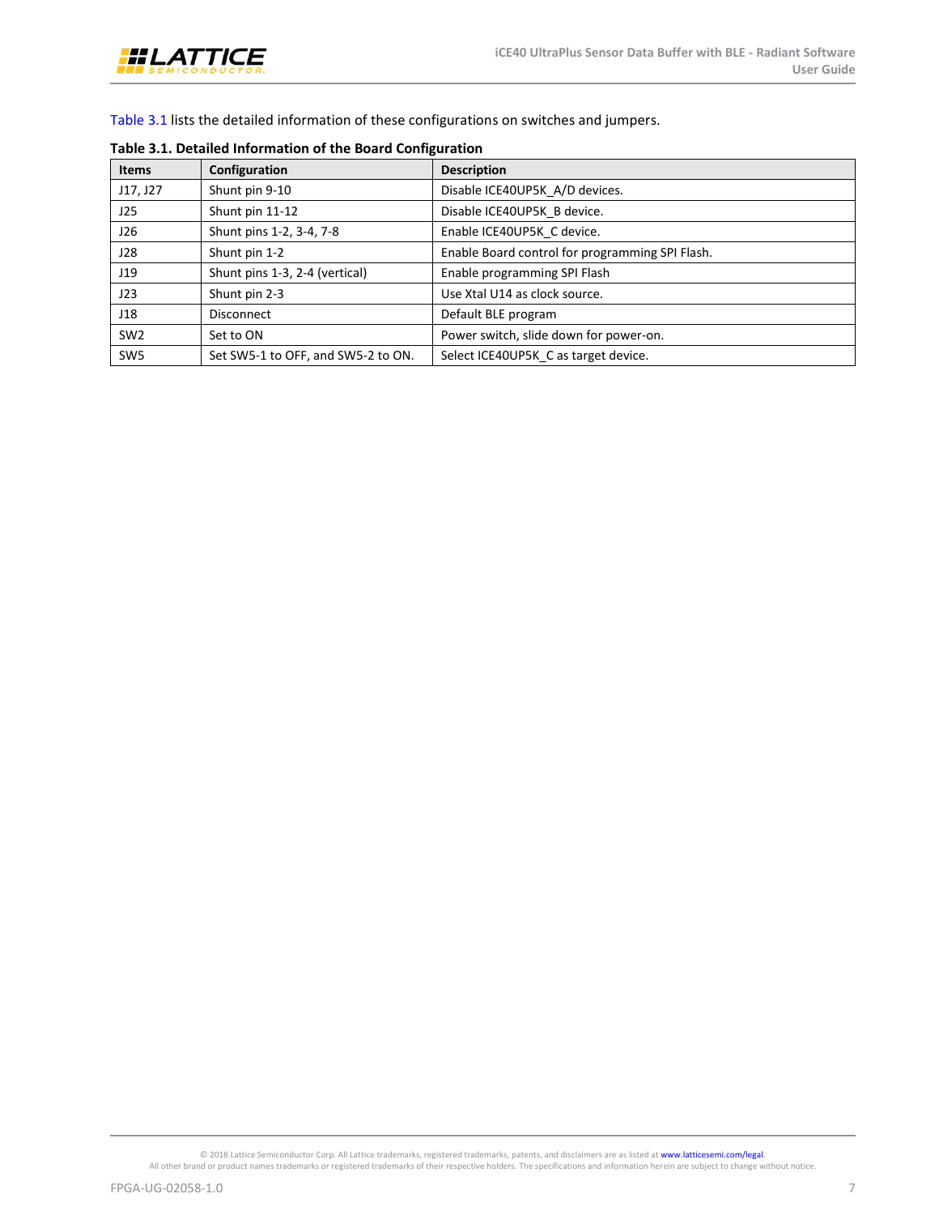Table 3.1 lists the detailed information of these configurations on switches and jumpers.

**Table 3.1. Detailed Information of the Board Configuration**

| Items | Configuration | Description |
|---|---|---|
| J17, J27 | Shunt pin 9-10 | Disable ICE40UP5K_A/D devices. |
| J25 | Shunt pin 11-12 | Disable ICE40UP5K_B device. |
| J26 | Shunt pins 1-2, 3-4, 7-8 | Enable ICE40UP5K_C device. |
| J28 | Shunt pin 1-2 | Enable Board control for programming SPI Flash. |
| J19 | Shunt pins 1-3, 2-4 (vertical) | Enable programming SPI Flash |
| J23 | Shunt pin 2-3 | Use Xtal U14 as clock source. |
| J18 | Disconnect | Default BLE program |
| SW2 | Set to ON | Power switch, slide down for power-on. |
| SW5 | Set SW5-1 to OFF, and SW5-2 to ON. | Select ICE40UP5K_C as target device. |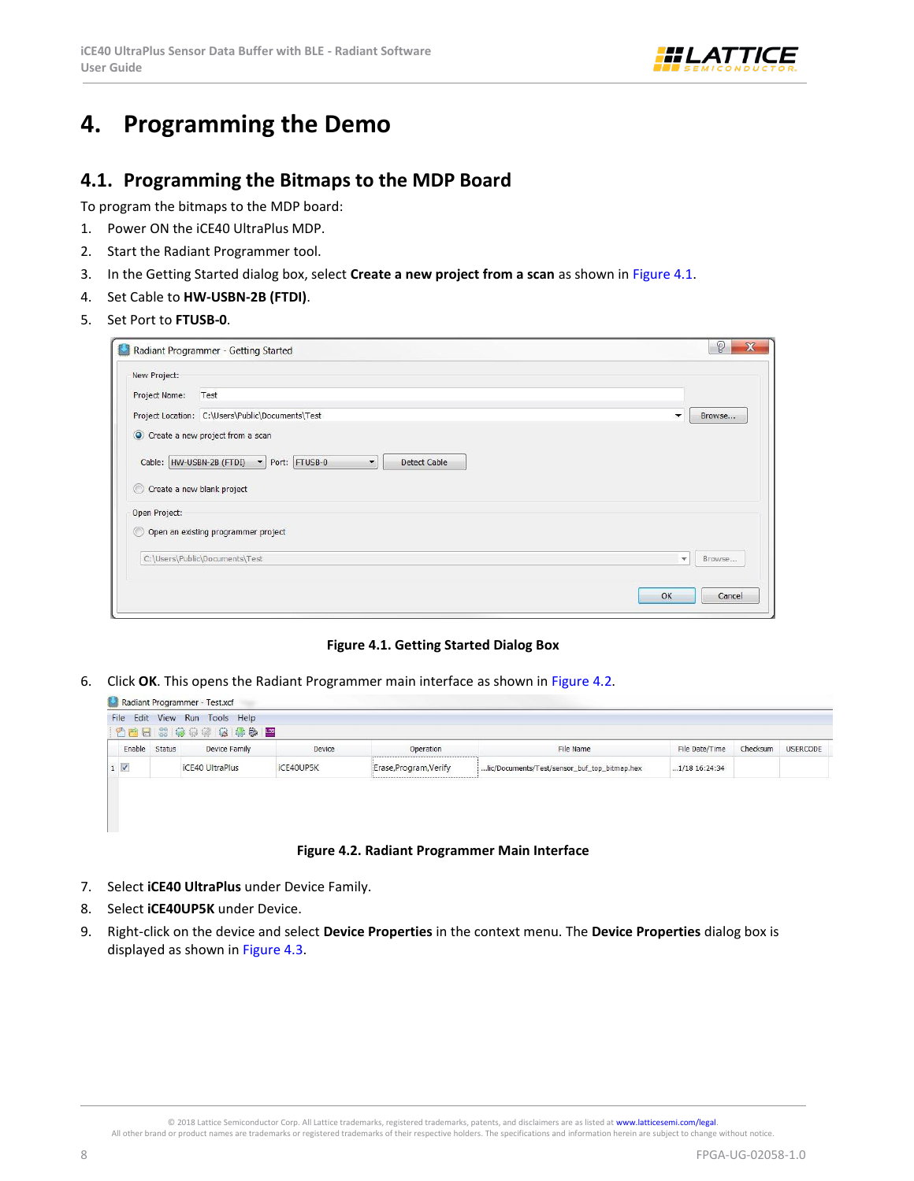# 4. Programming the Demo

## 4.1. Programming the Bitmaps to the MDP Board

To program the bitmaps to the MDP board:

1. Power ON the iCE40 UltraPlus MDP.
2. Start the Radiant Programmer tool.
3. In the Getting Started dialog box, select **Create a new project from a scan** as shown in Figure 4.1.
4. Set Cable to **HW-USBN-2B (FTDI)**.
5. Set Port to **FTUSB-0**.

**Figure 4.1. Getting Started Dialog Box**

6. Click **OK**. This opens the Radiant Programmer main interface as shown in Figure 4.2.

**Figure 4.2. Radiant Programmer Main Interface**

7. Select **iCE40 UltraPlus** under Device Family.
8. Select **iCE40UP5K** under Device.
9. Right-click on the device and select **Device Properties** in the context menu. The **Device Properties** dialog box is displayed as shown in Figure 4.3.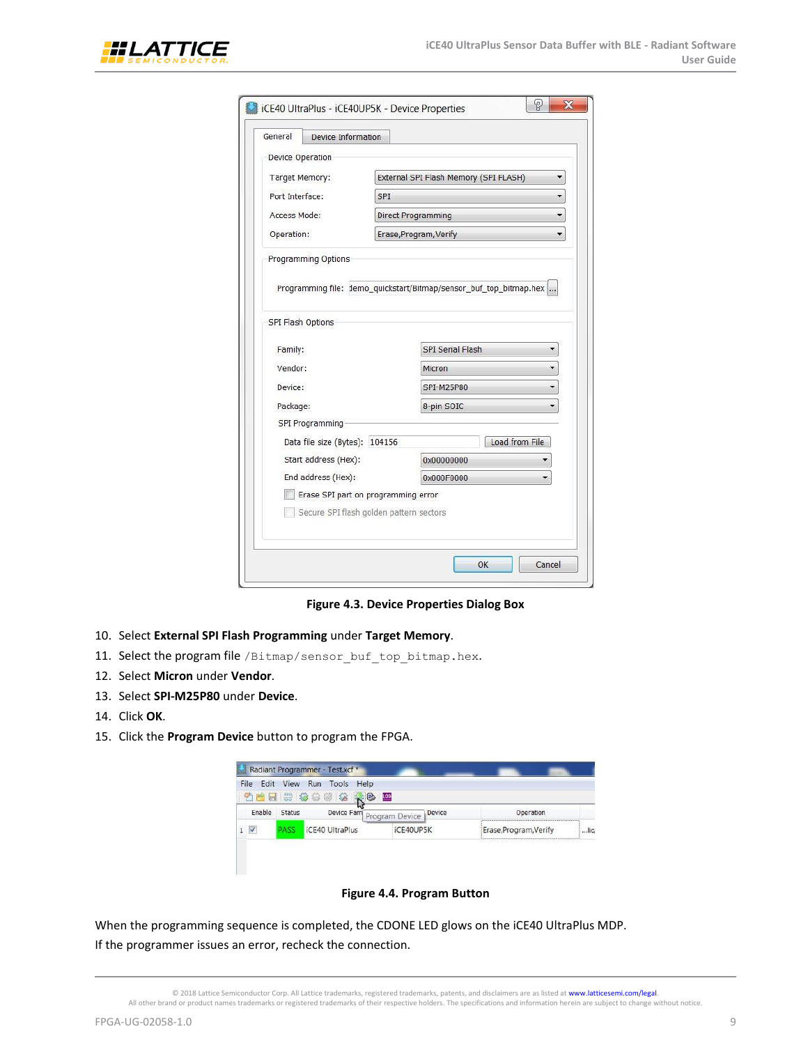Figure 4.3. Device Properties Dialog Box

10. Select **External SPI Flash Programming** under **Target Memory**.
11. Select the program file `/Bitmap/sensor_buf_top_bitmap.hex`.
12. Select **Micron** under **Vendor**.
13. Select **SPI-M25P80** under **Device**.
14. Click **OK**.
15. Click the **Program Device** button to program the FPGA.

Figure 4.4. Program Button

When the programming sequence is completed, the CDONE LED glows on the iCE40 UltraPlus MDP.
If the programmer issues an error, recheck the connection.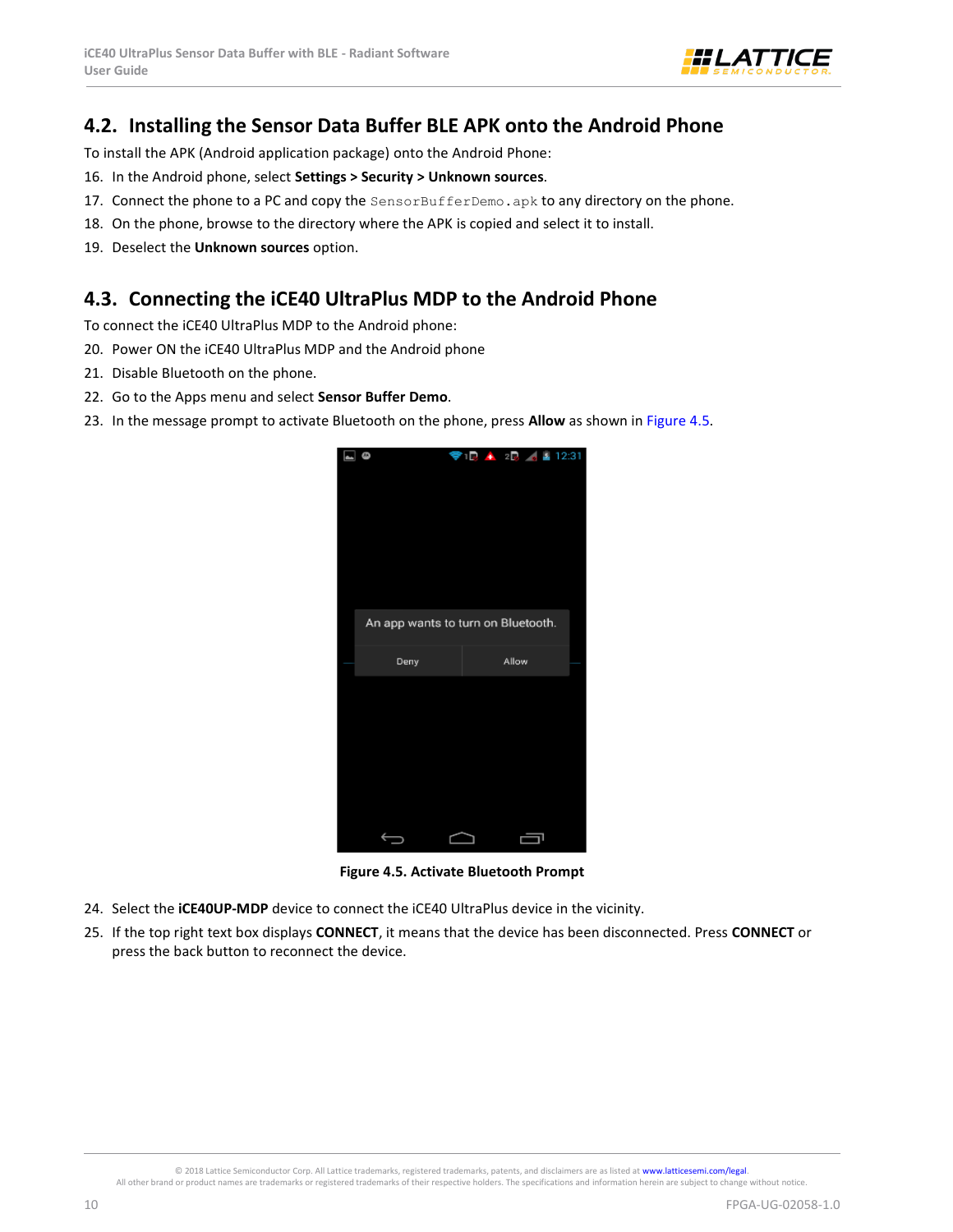## 4.2. Installing the Sensor Data Buffer BLE APK onto the Android Phone

To install the APK (Android application package) onto the Android Phone:

16. In the Android phone, select **Settings > Security > Unknown sources**.
17. Connect the phone to a PC and copy the `SensorBufferDemo.apk` to any directory on the phone.
18. On the phone, browse to the directory where the APK is copied and select it to install.
19. Deselect the **Unknown sources** option.

## 4.3. Connecting the iCE40 UltraPlus MDP to the Android Phone

To connect the iCE40 UltraPlus MDP to the Android phone:

20. Power ON the iCE40 UltraPlus MDP and the Android phone
21. Disable Bluetooth on the phone.
22. Go to the Apps menu and select **Sensor Buffer Demo**.
23. In the message prompt to activate Bluetooth on the phone, press **Allow** as shown in Figure 4.5.

**Figure 4.5. Activate Bluetooth Prompt**

24. Select the **iCE40UP-MDP** device to connect the iCE40 UltraPlus device in the vicinity.
25. If the top right text box displays **CONNECT**, it means that the device has been disconnected. Press **CONNECT** or press the back button to reconnect the device.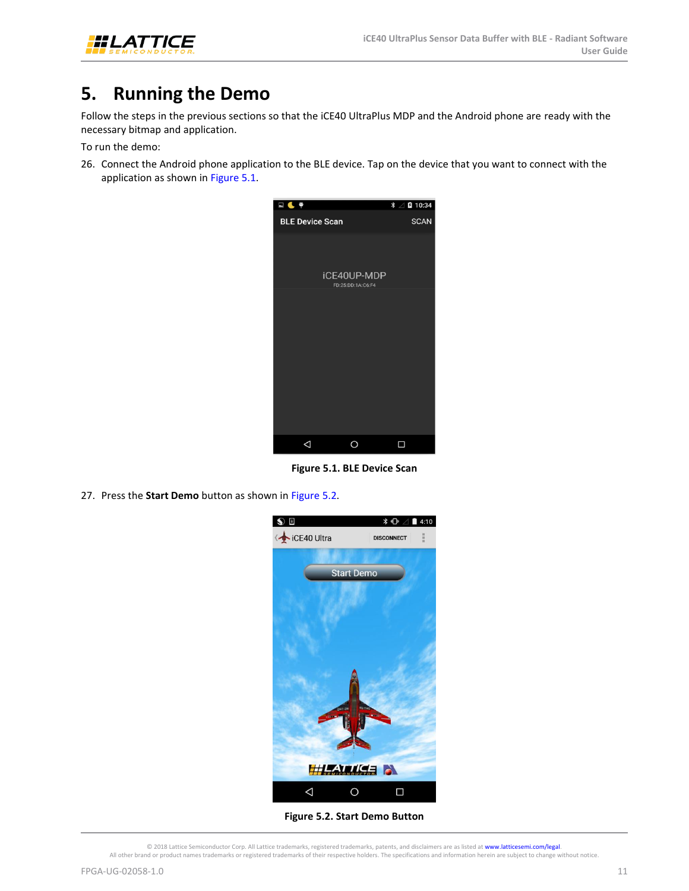# 5. Running the Demo

Follow the steps in the previous sections so that the iCE40 UltraPlus MDP and the Android phone are ready with the necessary bitmap and application.

To run the demo:

26. Connect the Android phone application to the BLE device. Tap on the device that you want to connect with the application as shown in Figure 5.1.

**Figure 5.1. BLE Device Scan**

27. Press the **Start Demo** button as shown in Figure 5.2.

**Figure 5.2. Start Demo Button**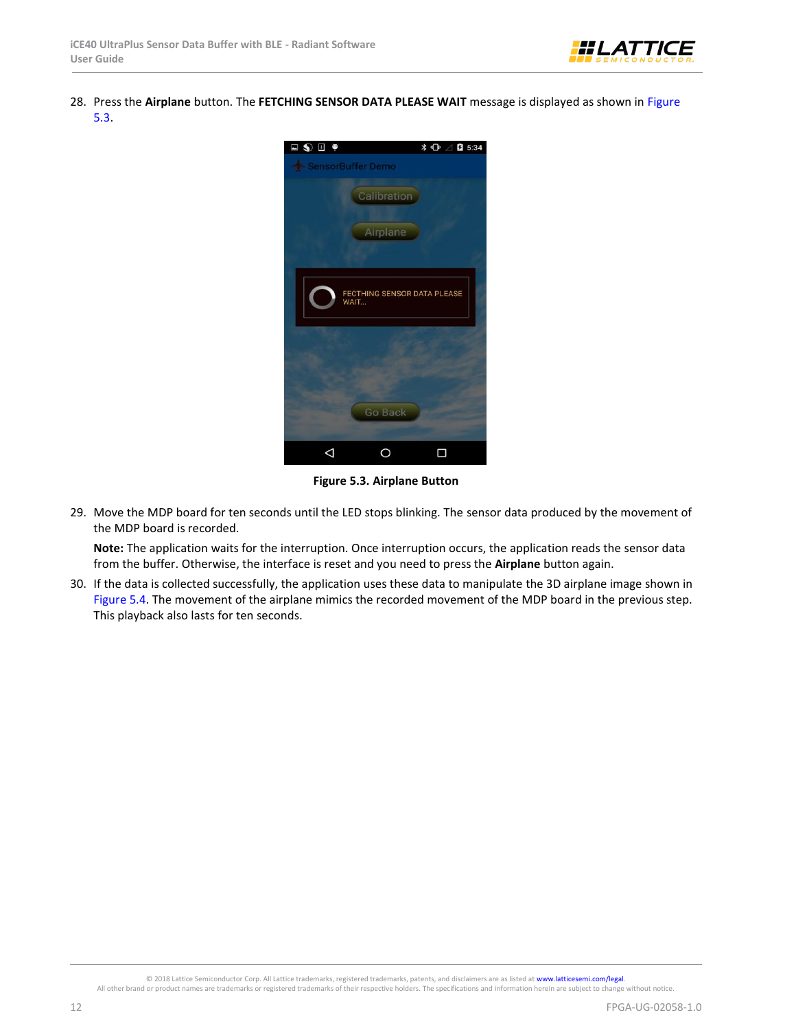28. Press the **Airplane** button. The **FETCHING SENSOR DATA PLEASE WAIT** message is displayed as shown in Figure 5.3.

**Figure 5.3. Airplane Button**

29. Move the MDP board for ten seconds until the LED stops blinking. The sensor data produced by the movement of the MDP board is recorded.

    **Note:** The application waits for the interruption. Once interruption occurs, the application reads the sensor data from the buffer. Otherwise, the interface is reset and you need to press the **Airplane** button again.

30. If the data is collected successfully, the application uses these data to manipulate the 3D airplane image shown in Figure 5.4. The movement of the airplane mimics the recorded movement of the MDP board in the previous step. This playback also lasts for ten seconds.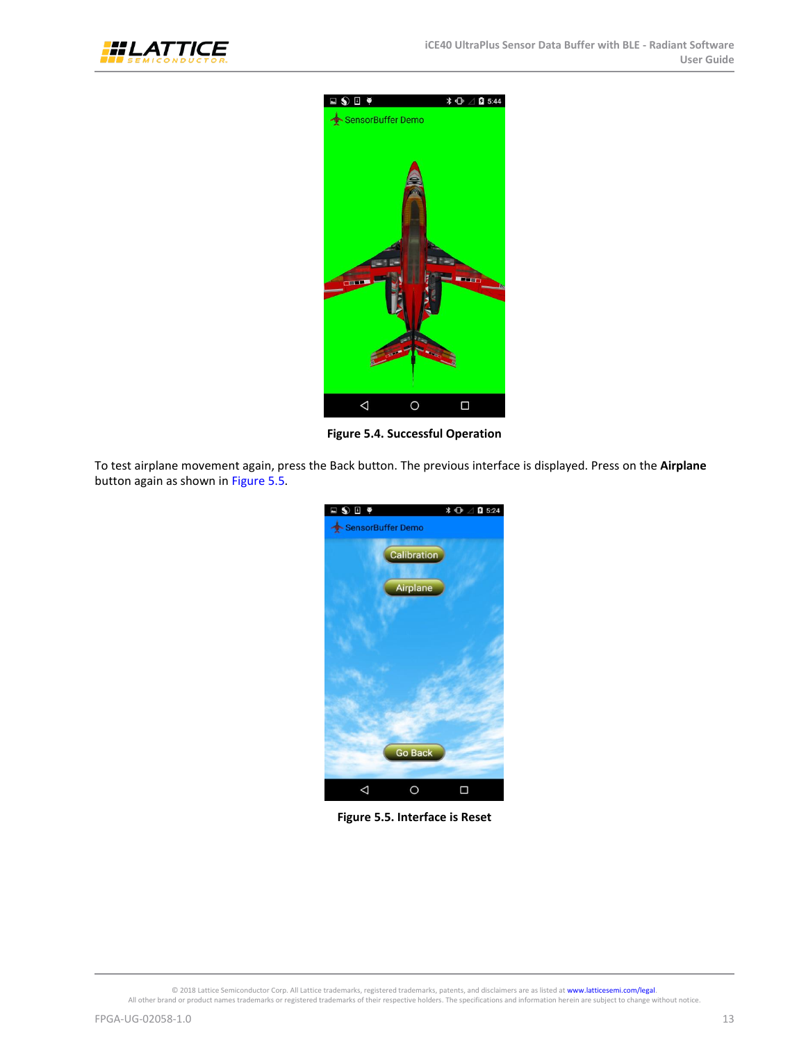Figure 5.4. Successful Operation

To test airplane movement again, press the Back button. The previous interface is displayed. Press on the **Airplane** button again as shown in Figure 5.5.

Figure 5.5. Interface is Reset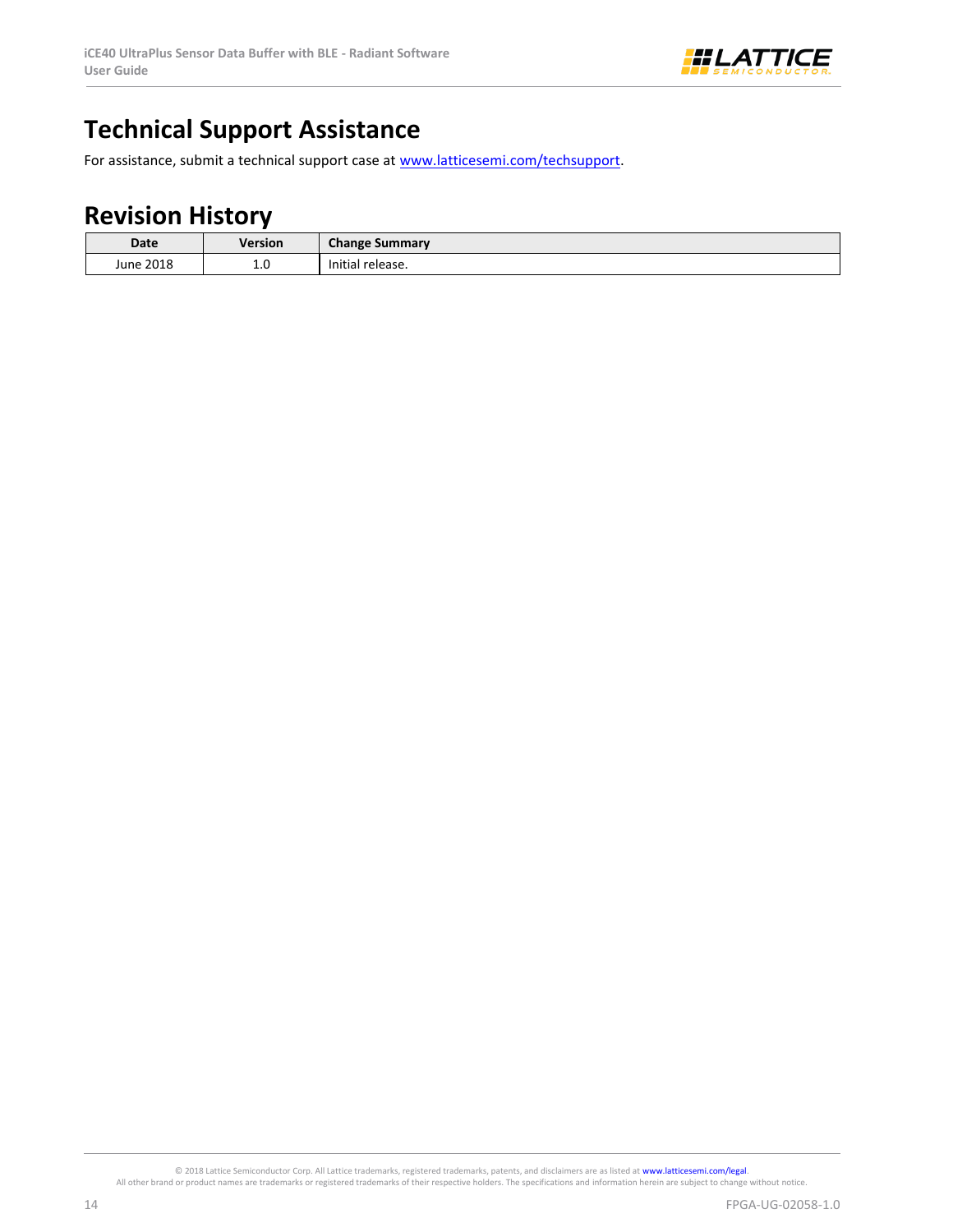# Technical Support Assistance

For assistance, submit a technical support case at www.latticesemi.com/techsupport.

# Revision History

| Date | Version | Change Summary |
| --- | --- | --- |
| June 2018 | 1.0 | Initial release. |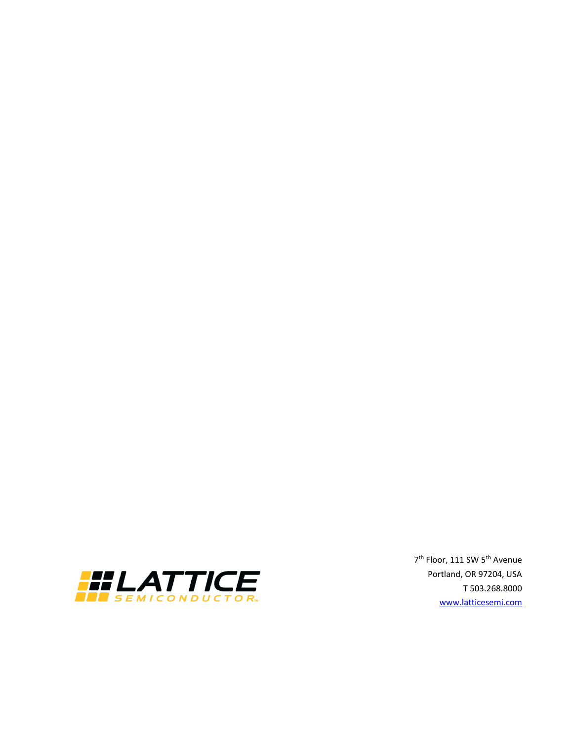7th Floor, 111 SW 5th Avenue
Portland, OR 97204, USA
T 503.268.8000
[www.latticesemi.com](http://www.latticesemi.com)